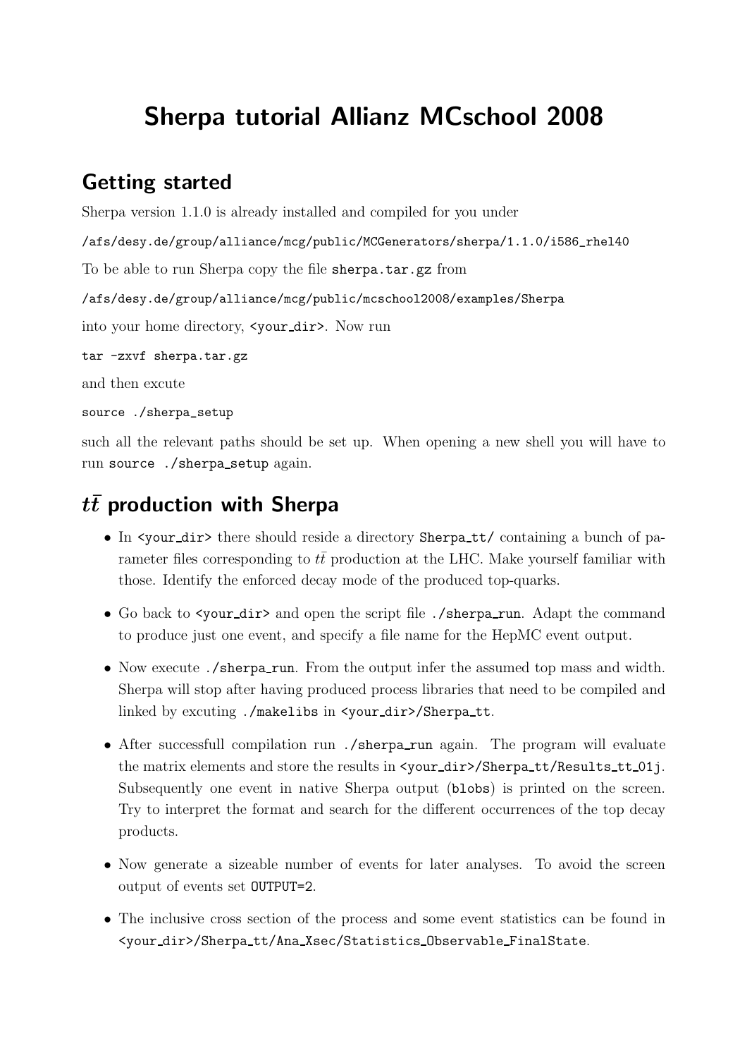# Sherpa tutorial Allianz MCschool 2008

## Getting started

Sherpa version 1.1.0 is already installed and compiled for you under

`/afs/desy.de/group/alliance/mcg/public/MCGenerators/sherpa/1.1.0/i586_rhel40`

To be able to run Sherpa copy the file `sherpa.tar.gz` from

`/afs/desy.de/group/alliance/mcg/public/mcschool2008/examples/Sherpa`

into your home directory, `<your_dir>`. Now run

```
tar -zxvf sherpa.tar.gz
```

and then excute

```
source ./sherpa_setup
```

such all the relevant paths should be set up. When opening a new shell you will have to run `source ./sherpa_setup` again.

## $t\bar{t}$ production with Sherpa

- In `<your_dir>` there should reside a directory `Sherpa_tt/` containing a bunch of parameter files corresponding to $t\bar{t}$ production at the LHC. Make yourself familiar with those. Identify the enforced decay mode of the produced top-quarks.
- Go back to `<your_dir>` and open the script file `./sherpa_run`. Adapt the command to produce just one event, and specify a file name for the HepMC event output.
- Now execute `./sherpa_run`. From the output infer the assumed top mass and width. Sherpa will stop after having produced process libraries that need to be compiled and linked by excuting `./makelibs` in `<your_dir>/Sherpa_tt`.
- After successfull compilation run `./sherpa_run` again. The program will evaluate the matrix elements and store the results in `<your_dir>/Sherpa_tt/Results_tt_01j`. Subsequently one event in native Sherpa output (`blobs`) is printed on the screen. Try to interpret the format and search for the different occurrences of the top decay products.
- Now generate a sizeable number of events for later analyses. To avoid the screen output of events set `OUTPUT=2`.
- The inclusive cross section of the process and some event statistics can be found in `<your_dir>/Sherpa_tt/Ana_Xsec/Statistics_Observable_FinalState`.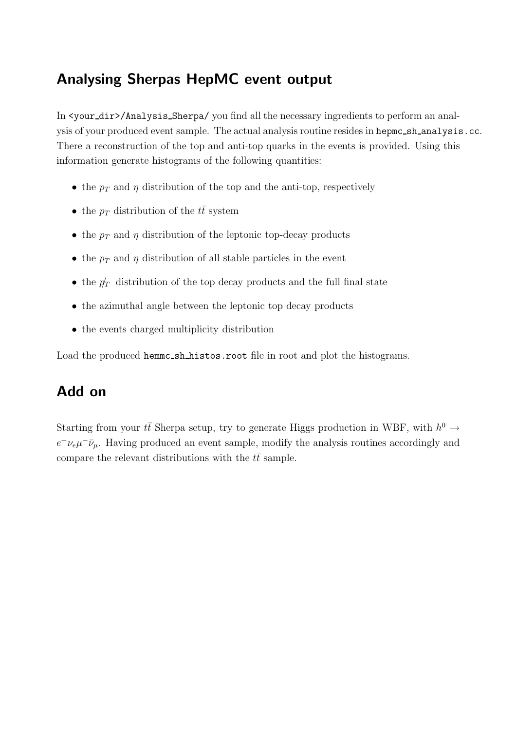## Analysing Sherpas HepMC event output

In `<your_dir>/Analysis_Sherpa/` you find all the necessary ingredients to perform an analysis of your produced event sample. The actual analysis routine resides in `hepmc_sh_analysis.cc`. There a reconstruction of the top and anti-top quarks in the events is provided. Using this information generate histograms of the following quantities:

- the $p_T$ and $\eta$ distribution of the top and the anti-top, respectively
- the $p_T$ distribution of the $t\bar{t}$ system
- the $p_T$ and $\eta$ distribution of the leptonic top-decay products
- the $p_T$ and $\eta$ distribution of all stable particles in the event
- the $\not{p}_T$ distribution of the top decay products and the full final state
- the azimuthal angle between the leptonic top decay products
- the events charged multiplicity distribution

Load the produced `hemmc_sh_histos.root` file in root and plot the histograms.

## Add on

Starting from your $t\bar{t}$ Sherpa setup, try to generate Higgs production in WBF, with $h^0 \to e^+\nu_e\mu^-\bar{\nu}_\mu$. Having produced an event sample, modify the analysis routines accordingly and compare the relevant distributions with the $t\bar{t}$ sample.